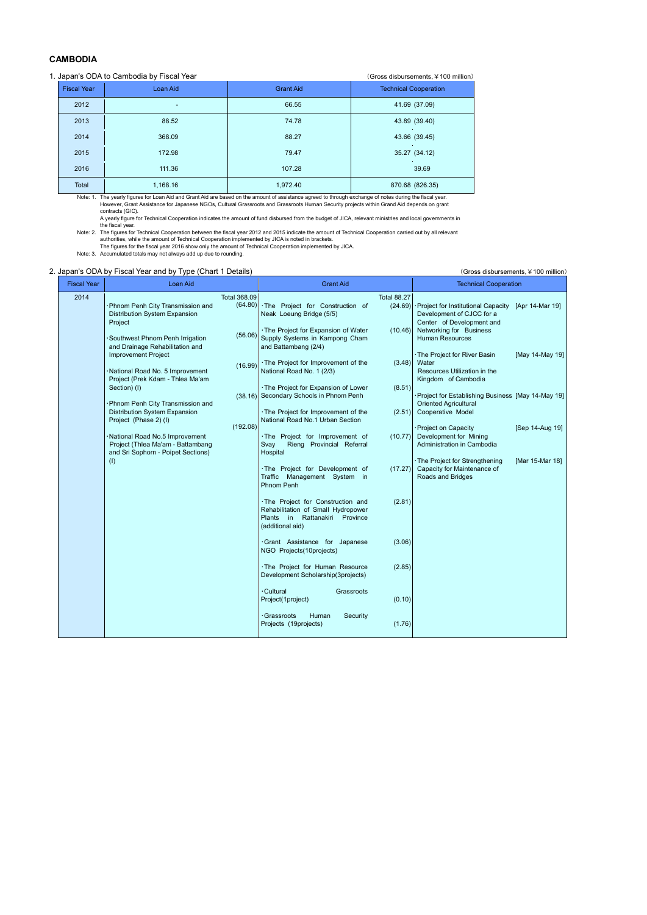## CAMBODIA

1. Japan's ODA to Cambodia by Fiscal Year

(Gross disbursements, ¥100 million)

| Fiscal Year | Loan Aid | Grant Aid | Technical Cooperation |
|---|---|---|---|
| 2012 | - | 66.55 | 41.69 (37.09) |
| 2013 | 88.52 | 74.78 | 43.89 (39.40) |
| 2014 | 368.09 | 88.27 | 43.66 (39.45) |
| 2015 | 172.98 | 79.47 | 35.27 (34.12) |
| 2016 | 111.36 | 107.28 | 39.69 |
| Total | 1,168.16 | 1,972.40 | 870.68 (826.35) |

Note: 1. The yearly figures for Loan Aid and Grant Aid are based on the amount of assistance agreed to through exchange of notes during the fiscal year. However, Grant Assistance for Japanese NGOs, Cultural Grassroots and Grassroots Human Security projects within Grand Aid depends on grant contracts (G/C).
A yearly figure for Technical Cooperation indicates the amount of fund disbursed from the budget of JICA, relevant ministries and local governments in the fiscal year.

Note: 2. The figures for Technical Cooperation between the fiscal year 2012 and 2015 indicate the amount of Technical Cooperation carried out by all relevant authorities, while the amount of Technical Cooperation implemented by JICA is noted in brackets.
The figures for the fiscal year 2016 show only the amount of Technical Cooperation implemented by JICA.

Note: 3. Accumulated totals may not always add up due to rounding.

2. Japan's ODA by Fiscal Year and by Type (Chart 1 Details)

(Gross disbursements, ¥100 million)

| Fiscal Year | Loan Aid | | Grant Aid | | Technical Cooperation | |
|---|---|---|---|---|---|---|
| 2014 | | Total 368.09 | | Total 88.27 | | |
| | ·Phnom Penh City Transmission and Distribution System Expansion Project | (64.80) | ·The Project for Construction of Neak Loeung Bridge (5/5) | (24.69) | ·Project for Institutional Capacity Development of CJCC for a Center of Development and Networking for Business Human Resources | [Apr 14-Mar 19] |
| | ·Southwest Phnom Penh Irrigation and Drainage Rehabilitation and Improvement Project | (56.06) | ·The Project for Expansion of Water Supply Systems in Kampong Cham and Battambang (2/4) | (10.46) | ·The Project for River Basin Water Resources Utilization in the Kingdom of Cambodia | [May 14-May 19] |
| | ·National Road No. 5 Improvement Project (Prek Kdam - Thlea Ma'am Section) (I) | (16.99) | ·The Project for Improvement of the National Road No. 1 (2/3) | (3.48) | ·Project for Establishing Business Oriented Agricultural Cooperative Model | [May 14-May 19] |
| | ·Phnom Penh City Transmission and Distribution System Expansion Project (Phase 2) (I) | (38.16) | ·The Project for Expansion of Lower Secondary Schools in Phnom Penh | (8.51) | ·Project on Capacity Development for Mining Administration in Cambodia | [Sep 14-Aug 19] |
| | ·National Road No.5 Improvement Project (Thlea Ma'am - Battambang and Sri Sophorn - Poipet Sections) (I) | (192.08) | ·The Project for Improvement of the National Road No.1 Urban Section | (2.51) | ·The Project for Strengthening Capacity for Maintenance of Roads and Bridges | [Mar 15-Mar 18] |
| | | | ·The Project for Improvement of Svay Rieng Provincial Referral Hospital | (10.77) | | |
| | | | ·The Project for Development of Traffic Management System in Phnom Penh | (17.27) | | |
| | | | ·The Project for Construction and Rehabilitation of Small Hydropower Plants in Rattanakiri Province (additional aid) | (2.81) | | |
| | | | ·Grant Assistance for Japanese NGO Projects(10projects) | (3.06) | | |
| | | | ·The Project for Human Resource Development Scholarship(3projects) | (2.85) | | |
| | | | ·Cultural Grassroots Project(1project) | (0.10) | | |
| | | | ·Grassroots Human Security Projects (19projects) | (1.76) | | |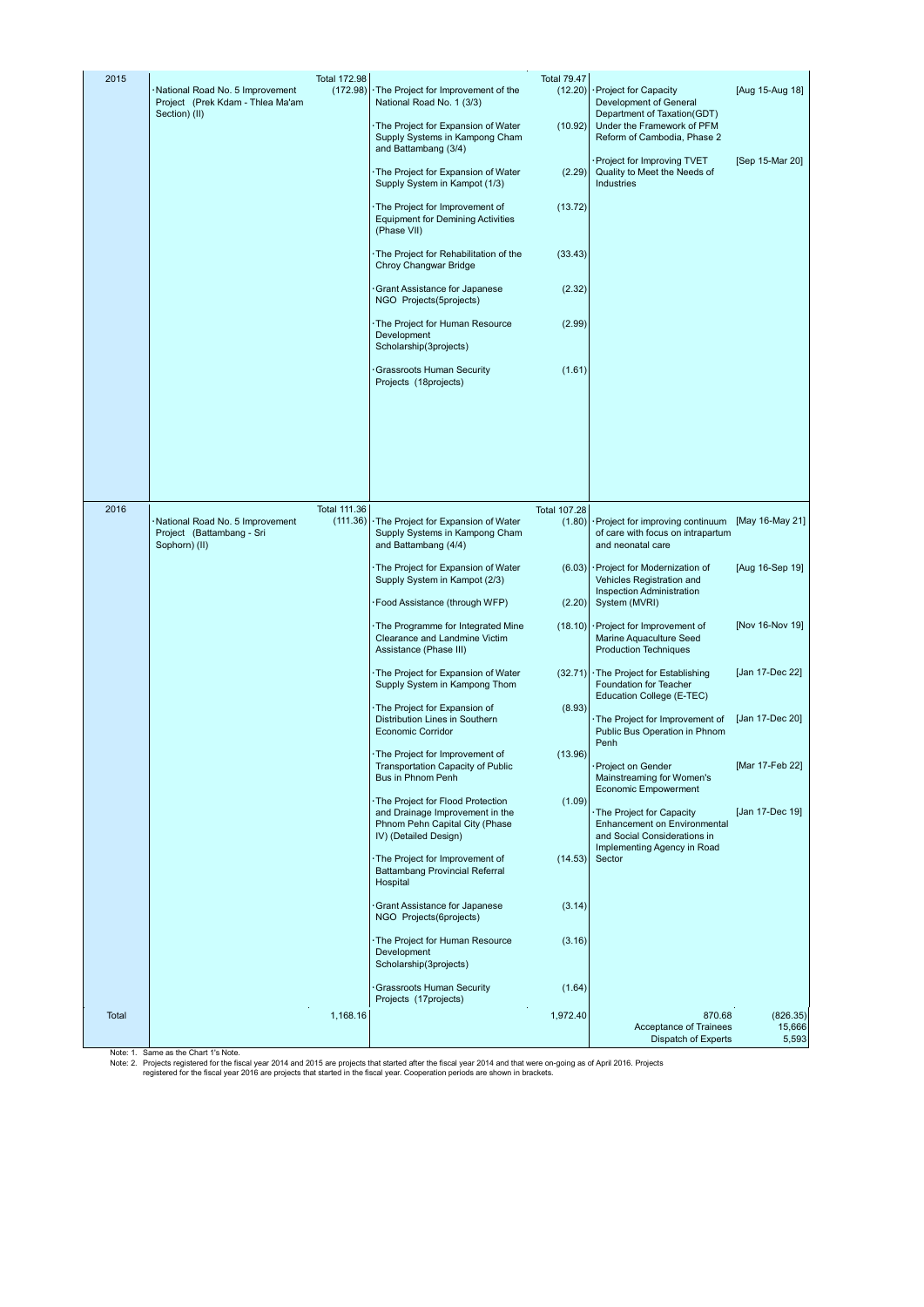| Fiscal Year | Loan Aid | | Grant Aid | | Technical Cooperation | |
|---|---|---|---|---|---|---|
| 2015 | | Total 172.98 | | Total 79.47 | | |
| | ·National Road No. 5 Improvement Project (Prek Kdam - Thlea Ma'am Section) (II) | (172.98) | ·The Project for Improvement of the National Road No. 1 (3/3) | (12.20) | ·Project for Capacity Development of General Department of Taxation(GDT) Under the Framework of PFM Reform of Cambodia, Phase 2 | [Aug 15-Aug 18] |
| | | | ·The Project for Expansion of Water Supply Systems in Kampong Cham and Battambang (3/4) | (10.92) | ·Project for Improving TVET Quality to Meet the Needs of Industries | [Sep 15-Mar 20] |
| | | | ·The Project for Expansion of Water Supply System in Kampot (1/3) | (2.29) | | |
| | | | ·The Project for Improvement of the Equipment for Demining Activities (Phase VII) | (13.72) | | |
| | | | ·The Project for Rehabilitation of the Chroy Changwar Bridge | (33.43) | | |
| | | | ·Grant Assistance for Japanese NGO Projects(5projects) | (2.32) | | |
| | | | ·The Project for Human Resource Development Scholarship(3projects) | (2.99) | | |
| | | | ·Grassroots Human Security Projects (18projects) | (1.61) | | |
| 2016 | | Total 111.36 | | Total 107.28 | | |
| | ·National Road No. 5 Improvement Project (Battambang - Sri Sophorn) (II) | (111.36) | ·The Project for Expansion of Water Supply Systems in Kampong Cham and Battambang (4/4) | (1.80) | ·Project for improving continuum of care with focus on intrapartum and neonatal care | [May 16-May 21] |
| | | | ·The Project for Expansion of Water Supply System in Kampot (2/3) | (6.03) | ·Project for Modernization of Vehicles Registration and Inspection Administration System (MVRI) | [Aug 16-Sep 19] |
| | | | ·Food Assistance (through WFP) | (2.20) | | |
| | | | ·The Programme for Integrated Mine Clearance and Landmine Victim Assistance (Phase III) | (18.10) | ·Project for Improvement of Marine Aquaculture Seed Production Techniques | [Nov 16-Nov 19] |
| | | | ·The Project for Expansion of Water Supply System in Kampong Thom | (32.71) | ·The Project for Establishing Foundation for Teacher Education College (E-TEC) | [Jan 17-Dec 22] |
| | | | ·The Project for Expansion of Distribution Lines in Southern Economic Corridor | (8.93) | ·The Project for Improvement of Public Bus Operation in Phnom Penh | [Jan 17-Dec 20] |
| | | | ·The Project for Improvement of Transportation Capacity of Public Bus in Phnom Penh | (13.96) | ·Project on Gender Mainstreaming for Women's Economic Empowerment | [Mar 17-Feb 22] |
| | | | ·The Project for Flood Protection and Drainage Improvement in the Phnom Pehn Capital City (Phase IV) (Detailed Design) | (1.09) | ·The Project for Capacity Enhancement on Environmental and Social Considerations in Implementing Agency in Road Sector | [Jan 17-Dec 19] |
| | | | ·The Project for Improvement of Battambang Provincial Referral Hospital | (14.53) | | |
| | | | ·Grant Assistance for Japanese NGO Projects(6projects) | (3.14) | | |
| | | | ·The Project for Human Resource Development Scholarship(3projects) | (3.16) | | |
| | | | ·Grassroots Human Security Projects (17projects) | (1.64) | | |
| Total | | 1,168.16 | | 1,972.40 | 870.68<br>Acceptance of Trainees<br>Dispatch of Experts | (826.35)<br>15,666<br>5,593 |

Note: 1. Same as the Chart 1's Note.

Note: 2. Projects registered for the fiscal year 2014 and 2015 are projects that started after the fiscal year 2014 and that were on-going as of April 2016. Projects registered for the fiscal year 2016 are projects that started in the fiscal year. Cooperation periods are shown in brackets.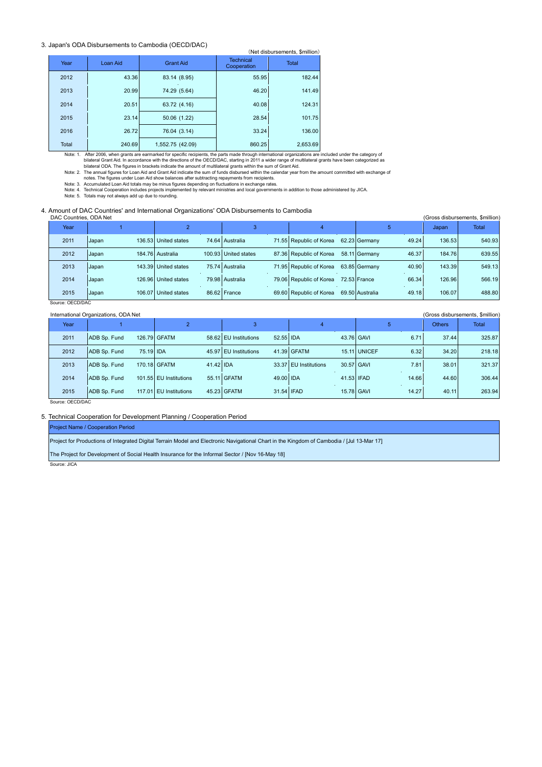### 3. Japan's ODA Disbursements to Cambodia (OECD/DAC)

(Net disbursements, $million)

| Year | Loan Aid | Grant Aid | Technical Cooperation | Total |
|---|---|---|---|---|
| 2012 | 43.36 | 83.14 (8.95) | 55.95 | 182.44 |
| 2013 | 20.99 | 74.29 (5.64) | 46.20 | 141.49 |
| 2014 | 20.51 | 63.72 (4.16) | 40.08 | 124.31 |
| 2015 | 23.14 | 50.06 (1.22) | 28.54 | 101.75 |
| 2016 | 26.72 | 76.04 (3.14) | 33.24 | 136.00 |
| Total | 240.69 | 1,552.75 (42.09) | 860.25 | 2,653.69 |

Note: 1. After 2006, when grants are earmarked for specific recipients, the parts made through international organizations are included under the category of bilateral Grant Aid. In accordance with the directions of the OECD/DAC, starting in 2011 a wider range of multilateral grants have been categorized as bilateral ODA. The figures in brackets indicate the amount of multilateral grants within the sum of Grant Aid.

Note: 2. The annual figures for Loan Aid and Grant Aid indicate the sum of funds disbursed within the calendar year from the amount committed with exchange of notes. The figures under Loan Aid show balances after subtracting repayments from recipients.

Note: 3. Accumulated Loan Aid totals may be minus figures depending on fluctuations in exchange rates.

Note: 4. Technical Cooperation includes projects implemented by relevant ministries and local governments in addition to those administered by JICA.

Note: 5. Totals may not always add up due to rounding.

### 4. Amount of DAC Countries' and International Organizations' ODA Disbursements to Cambodia

DAC Countries, ODA Net (Gross disbursements, $million)

| Year | 1 | | 2 | | 3 | | 4 | | 5 | | Japan | Total |
|---|---|---|---|---|---|---|---|---|---|---|---|---|
| 2011 | Japan | 136.53 | United states | 74.64 | Australia | 71.55 | Republic of Korea | 62.23 | Germany | 49.24 | 136.53 | 540.93 |
| 2012 | Japan | 184.76 | Australia | 100.93 | United states | 87.36 | Republic of Korea | 58.11 | Germany | 46.37 | 184.76 | 639.55 |
| 2013 | Japan | 143.39 | United states | 75.74 | Australia | 71.95 | Republic of Korea | 63.85 | Germany | 40.90 | 143.39 | 549.13 |
| 2014 | Japan | 126.96 | United states | 79.98 | Australia | 79.06 | Republic of Korea | 72.53 | France | 66.34 | 126.96 | 566.19 |
| 2015 | Japan | 106.07 | United states | 86.62 | France | 69.60 | Republic of Korea | 69.50 | Australia | 49.18 | 106.07 | 488.80 |

Source: OECD/DAC

International Organizations, ODA Net (Gross disbursements, $million)

| Year | 1 | | 2 | | 3 | | 4 | | 5 | | Others | Total |
|---|---|---|---|---|---|---|---|---|---|---|---|---|
| 2011 | ADB Sp. Fund | 126.79 | GFATM | 58.62 | EU Institutions | 52.55 | IDA | 43.76 | GAVI | 6.71 | 37.44 | 325.87 |
| 2012 | ADB Sp. Fund | 75.19 | IDA | 45.97 | EU Institutions | 41.39 | GFATM | 15.11 | UNICEF | 6.32 | 34.20 | 218.18 |
| 2013 | ADB Sp. Fund | 170.18 | GFATM | 41.42 | IDA | 33.37 | EU Institutions | 30.57 | GAVI | 7.81 | 38.01 | 321.37 |
| 2014 | ADB Sp. Fund | 101.55 | EU Institutions | 55.11 | GFATM | 49.00 | IDA | 41.53 | IFAD | 14.66 | 44.60 | 306.44 |
| 2015 | ADB Sp. Fund | 117.01 | EU Institutions | 45.23 | GFATM | 31.54 | IFAD | 15.78 | GAVI | 14.27 | 40.11 | 263.94 |

Source: OECD/DAC

### 5. Technical Cooperation for Development Planning / Cooperation Period

| Project Name / Cooperation Period |
|---|
| Project for Productions of Integrated Digital Terrain Model and Electronic Navigational Chart in the Kingdom of Cambodia / [Jul 13-Mar 17] |
| The Project for Development of Social Health Insurance for the Informal Sector / [Nov 16-May 18] |

Source: JICA